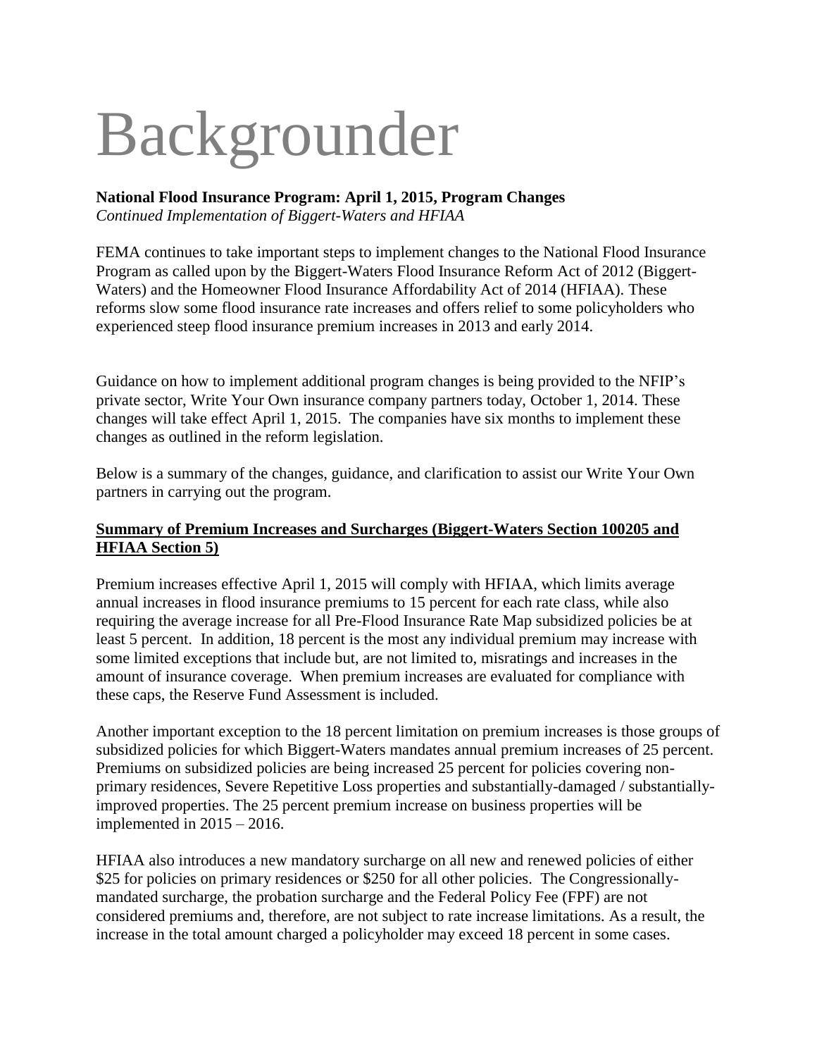# Backgrounder

**National Flood Insurance Program: April 1, 2015, Program Changes**
*Continued Implementation of Biggert-Waters and HFIAA*

FEMA continues to take important steps to implement changes to the National Flood Insurance Program as called upon by the Biggert-Waters Flood Insurance Reform Act of 2012 (Biggert-Waters) and the Homeowner Flood Insurance Affordability Act of 2014 (HFIAA). These reforms slow some flood insurance rate increases and offers relief to some policyholders who experienced steep flood insurance premium increases in 2013 and early 2014.

Guidance on how to implement additional program changes is being provided to the NFIP's private sector, Write Your Own insurance company partners today, October 1, 2014. These changes will take effect April 1, 2015. The companies have six months to implement these changes as outlined in the reform legislation.

Below is a summary of the changes, guidance, and clarification to assist our Write Your Own partners in carrying out the program.

## Summary of Premium Increases and Surcharges (Biggert-Waters Section 100205 and HFIAA Section 5)

Premium increases effective April 1, 2015 will comply with HFIAA, which limits average annual increases in flood insurance premiums to 15 percent for each rate class, while also requiring the average increase for all Pre-Flood Insurance Rate Map subsidized policies be at least 5 percent. In addition, 18 percent is the most any individual premium may increase with some limited exceptions that include but, are not limited to, misratings and increases in the amount of insurance coverage. When premium increases are evaluated for compliance with these caps, the Reserve Fund Assessment is included.

Another important exception to the 18 percent limitation on premium increases is those groups of subsidized policies for which Biggert-Waters mandates annual premium increases of 25 percent. Premiums on subsidized policies are being increased 25 percent for policies covering non-primary residences, Severe Repetitive Loss properties and substantially-damaged / substantially-improved properties. The 25 percent premium increase on business properties will be implemented in 2015 – 2016.

HFIAA also introduces a new mandatory surcharge on all new and renewed policies of either $25 for policies on primary residences or $250 for all other policies. The Congressionally-mandated surcharge, the probation surcharge and the Federal Policy Fee (FPF) are not considered premiums and, therefore, are not subject to rate increase limitations. As a result, the increase in the total amount charged a policyholder may exceed 18 percent in some cases.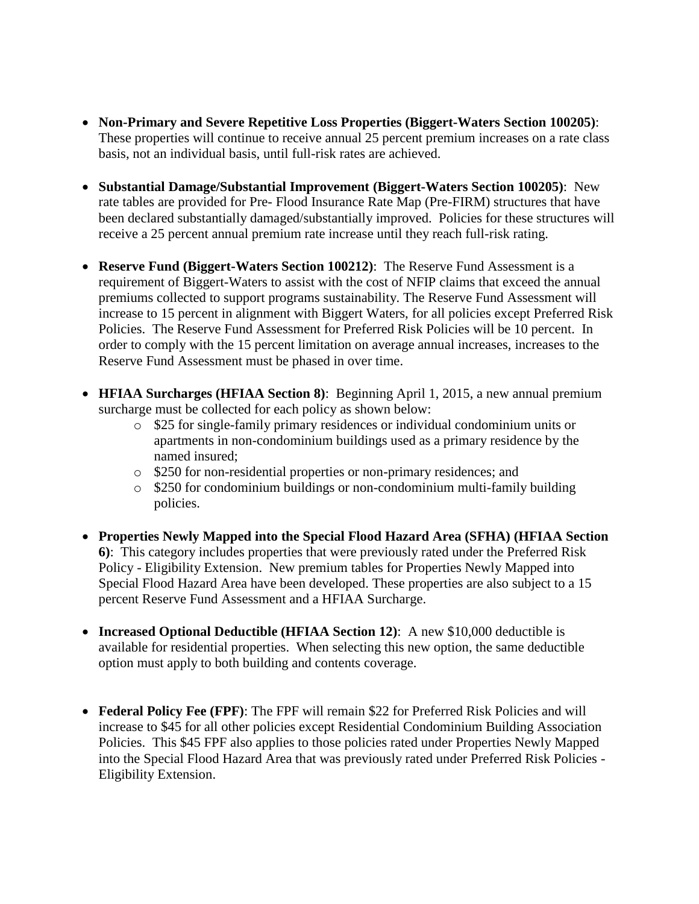- **Non-Primary and Severe Repetitive Loss Properties (Biggert-Waters Section 100205)**: These properties will continue to receive annual 25 percent premium increases on a rate class basis, not an individual basis, until full-risk rates are achieved.

- **Substantial Damage/Substantial Improvement (Biggert-Waters Section 100205)**: New rate tables are provided for Pre- Flood Insurance Rate Map (Pre-FIRM) structures that have been declared substantially damaged/substantially improved. Policies for these structures will receive a 25 percent annual premium rate increase until they reach full-risk rating.

- **Reserve Fund (Biggert-Waters Section 100212)**: The Reserve Fund Assessment is a requirement of Biggert-Waters to assist with the cost of NFIP claims that exceed the annual premiums collected to support programs sustainability. The Reserve Fund Assessment will increase to 15 percent in alignment with Biggert Waters, for all policies except Preferred Risk Policies. The Reserve Fund Assessment for Preferred Risk Policies will be 10 percent. In order to comply with the 15 percent limitation on average annual increases, increases to the Reserve Fund Assessment must be phased in over time.

- **HFIAA Surcharges (HFIAA Section 8)**: Beginning April 1, 2015, a new annual premium surcharge must be collected for each policy as shown below:
    - $25 for single-family primary residences or individual condominium units or apartments in non-condominium buildings used as a primary residence by the named insured;
    - $250 for non-residential properties or non-primary residences; and
    - $250 for condominium buildings or non-condominium multi-family building policies.

- **Properties Newly Mapped into the Special Flood Hazard Area (SFHA) (HFIAA Section 6)**: This category includes properties that were previously rated under the Preferred Risk Policy - Eligibility Extension. New premium tables for Properties Newly Mapped into Special Flood Hazard Area have been developed. These properties are also subject to a 15 percent Reserve Fund Assessment and a HFIAA Surcharge.

- **Increased Optional Deductible (HFIAA Section 12)**: A new $10,000 deductible is available for residential properties. When selecting this new option, the same deductible option must apply to both building and contents coverage.

- **Federal Policy Fee (FPF)**: The FPF will remain $22 for Preferred Risk Policies and will increase to $45 for all other policies except Residential Condominium Building Association Policies. This $45 FPF also applies to those policies rated under Properties Newly Mapped into the Special Flood Hazard Area that was previously rated under Preferred Risk Policies - Eligibility Extension.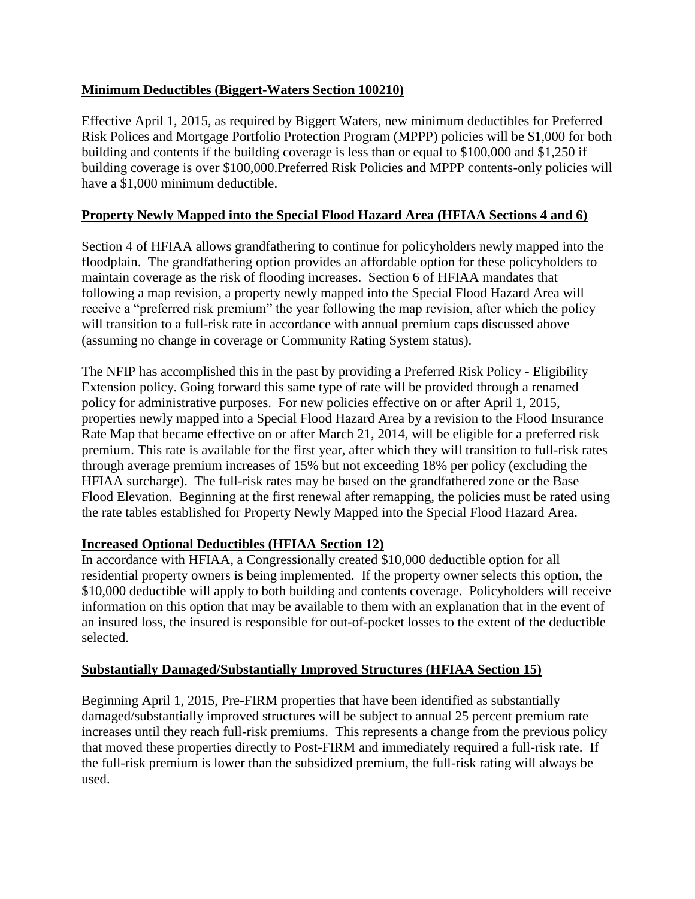**Minimum Deductibles (Biggert-Waters Section 100210)**

Effective April 1, 2015, as required by Biggert Waters, new minimum deductibles for Preferred Risk Polices and Mortgage Portfolio Protection Program (MPPP) policies will be $1,000 for both building and contents if the building coverage is less than or equal to $100,000 and $1,250 if building coverage is over $100,000.Preferred Risk Policies and MPPP contents-only policies will have a $1,000 minimum deductible.

**Property Newly Mapped into the Special Flood Hazard Area (HFIAA Sections 4 and 6)**

Section 4 of HFIAA allows grandfathering to continue for policyholders newly mapped into the floodplain. The grandfathering option provides an affordable option for these policyholders to maintain coverage as the risk of flooding increases. Section 6 of HFIAA mandates that following a map revision, a property newly mapped into the Special Flood Hazard Area will receive a "preferred risk premium" the year following the map revision, after which the policy will transition to a full-risk rate in accordance with annual premium caps discussed above (assuming no change in coverage or Community Rating System status).

The NFIP has accomplished this in the past by providing a Preferred Risk Policy - Eligibility Extension policy. Going forward this same type of rate will be provided through a renamed policy for administrative purposes. For new policies effective on or after April 1, 2015, properties newly mapped into a Special Flood Hazard Area by a revision to the Flood Insurance Rate Map that became effective on or after March 21, 2014, will be eligible for a preferred risk premium. This rate is available for the first year, after which they will transition to full-risk rates through average premium increases of 15% but not exceeding 18% per policy (excluding the HFIAA surcharge). The full-risk rates may be based on the grandfathered zone or the Base Flood Elevation. Beginning at the first renewal after remapping, the policies must be rated using the rate tables established for Property Newly Mapped into the Special Flood Hazard Area.

**Increased Optional Deductibles (HFIAA Section 12)**

In accordance with HFIAA, a Congressionally created $10,000 deductible option for all residential property owners is being implemented. If the property owner selects this option, the $10,000 deductible will apply to both building and contents coverage. Policyholders will receive information on this option that may be available to them with an explanation that in the event of an insured loss, the insured is responsible for out-of-pocket losses to the extent of the deductible selected.

**Substantially Damaged/Substantially Improved Structures (HFIAA Section 15)**

Beginning April 1, 2015, Pre-FIRM properties that have been identified as substantially damaged/substantially improved structures will be subject to annual 25 percent premium rate increases until they reach full-risk premiums. This represents a change from the previous policy that moved these properties directly to Post-FIRM and immediately required a full-risk rate. If the full-risk premium is lower than the subsidized premium, the full-risk rating will always be used.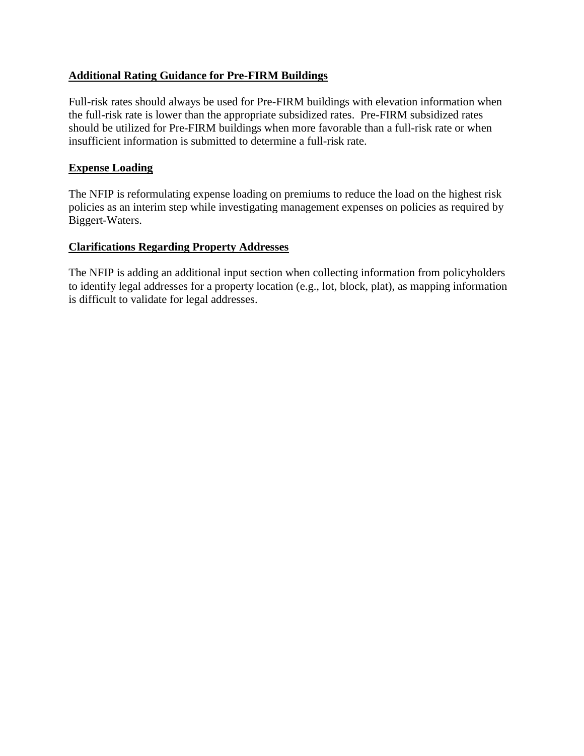## Additional Rating Guidance for Pre-FIRM Buildings

Full-risk rates should always be used for Pre-FIRM buildings with elevation information when the full-risk rate is lower than the appropriate subsidized rates. Pre-FIRM subsidized rates should be utilized for Pre-FIRM buildings when more favorable than a full-risk rate or when insufficient information is submitted to determine a full-risk rate.

## Expense Loading

The NFIP is reformulating expense loading on premiums to reduce the load on the highest risk policies as an interim step while investigating management expenses on policies as required by Biggert-Waters.

## Clarifications Regarding Property Addresses

The NFIP is adding an additional input section when collecting information from policyholders to identify legal addresses for a property location (e.g., lot, block, plat), as mapping information is difficult to validate for legal addresses.